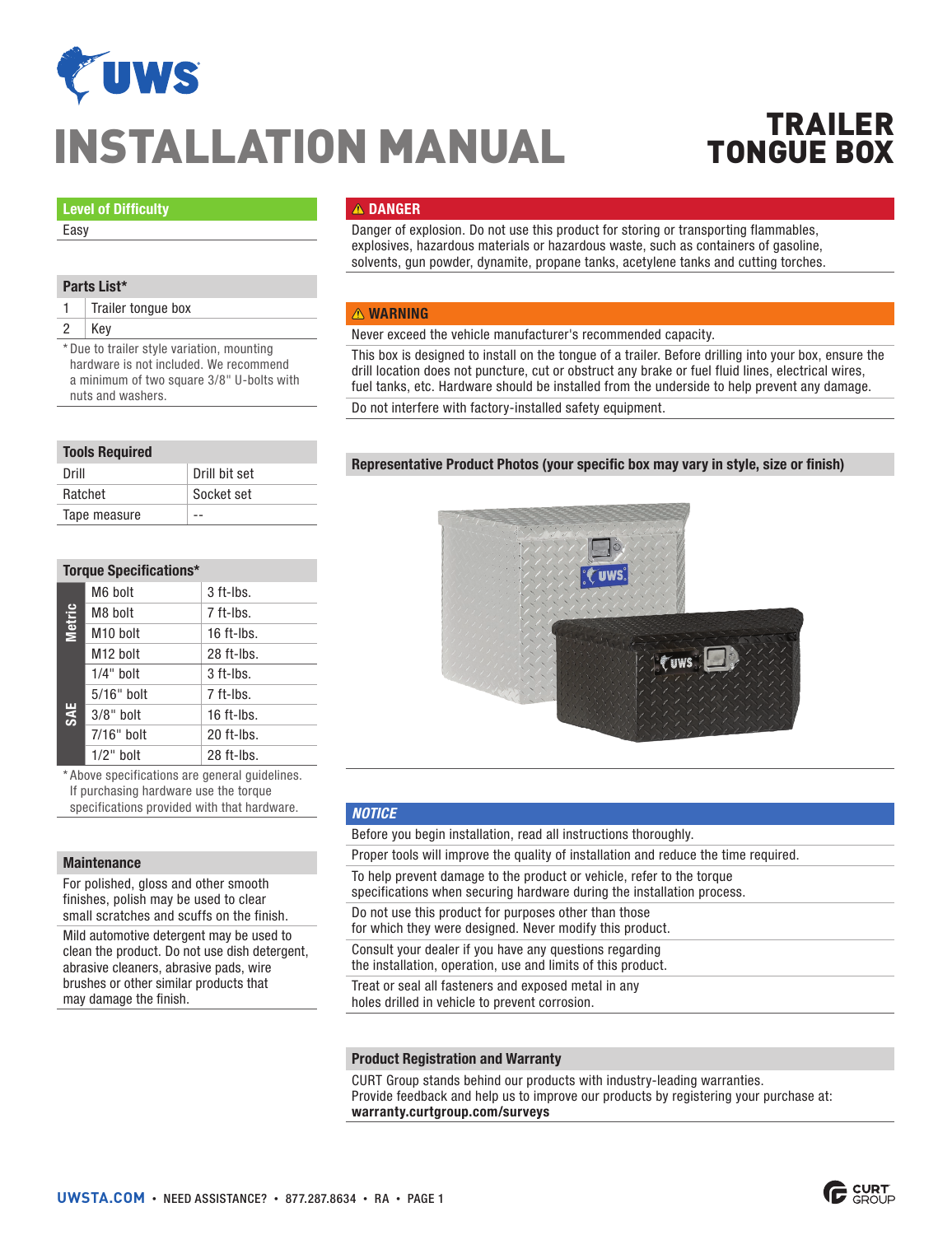# INSTALLATION MANUAL

## TRAILER TONGUE BOX

### Level of Difficulty

Easy

### Parts List*

| | |
|---|---|
| 1 | Trailer tongue box |
| 2 | Key |

*Due to trailer style variation, mounting hardware is not included. We recommend a minimum of two square 3/8" U-bolts with nuts and washers.

### Tools Required

| | |
|---|---|
| Drill | Drill bit set |
| Ratchet | Socket set |
| Tape measure | -- |

### Torque Specifications*

| | | |
|---|---|---|
| Metric | M6 bolt | 3 ft-lbs. |
| | M8 bolt | 7 ft-lbs. |
| | M10 bolt | 16 ft-lbs. |
| | M12 bolt | 28 ft-lbs. |
| SAE | 1/4" bolt | 3 ft-lbs. |
| | 5/16" bolt | 7 ft-lbs. |
| | 3/8" bolt | 16 ft-lbs. |
| | 7/16" bolt | 20 ft-lbs. |
| | 1/2" bolt | 28 ft-lbs. |

*Above specifications are general guidelines. If purchasing hardware use the torque specifications provided with that hardware.

### Maintenance

For polished, gloss and other smooth finishes, polish may be used to clear small scratches and scuffs on the finish.

Mild automotive detergent may be used to clean the product. Do not use dish detergent, abrasive cleaners, abrasive pads, wire brushes or other similar products that may damage the finish.

### ⚠ DANGER

Danger of explosion. Do not use this product for storing or transporting flammables, explosives, hazardous materials or hazardous waste, such as containers of gasoline, solvents, gun powder, dynamite, propane tanks, acetylene tanks and cutting torches.

### ⚠ WARNING

Never exceed the vehicle manufacturer's recommended capacity.

This box is designed to install on the tongue of a trailer. Before drilling into your box, ensure the drill location does not puncture, cut or obstruct any brake or fuel fluid lines, electrical wires, fuel tanks, etc. Hardware should be installed from the underside to help prevent any damage.

Do not interfere with factory-installed safety equipment.

### Representative Product Photos (your specific box may vary in style, size or finish)

### *NOTICE*

Before you begin installation, read all instructions thoroughly.

Proper tools will improve the quality of installation and reduce the time required.

To help prevent damage to the product or vehicle, refer to the torque specifications when securing hardware during the installation process.

Do not use this product for purposes other than those for which they were designed. Never modify this product.

Consult your dealer if you have any questions regarding the installation, operation, use and limits of this product.

Treat or seal all fasteners and exposed metal in any holes drilled in vehicle to prevent corrosion.

### Product Registration and Warranty

CURT Group stands behind our products with industry-leading warranties. Provide feedback and help us to improve our products by registering your purchase at: **warranty.curtgroup.com/surveys**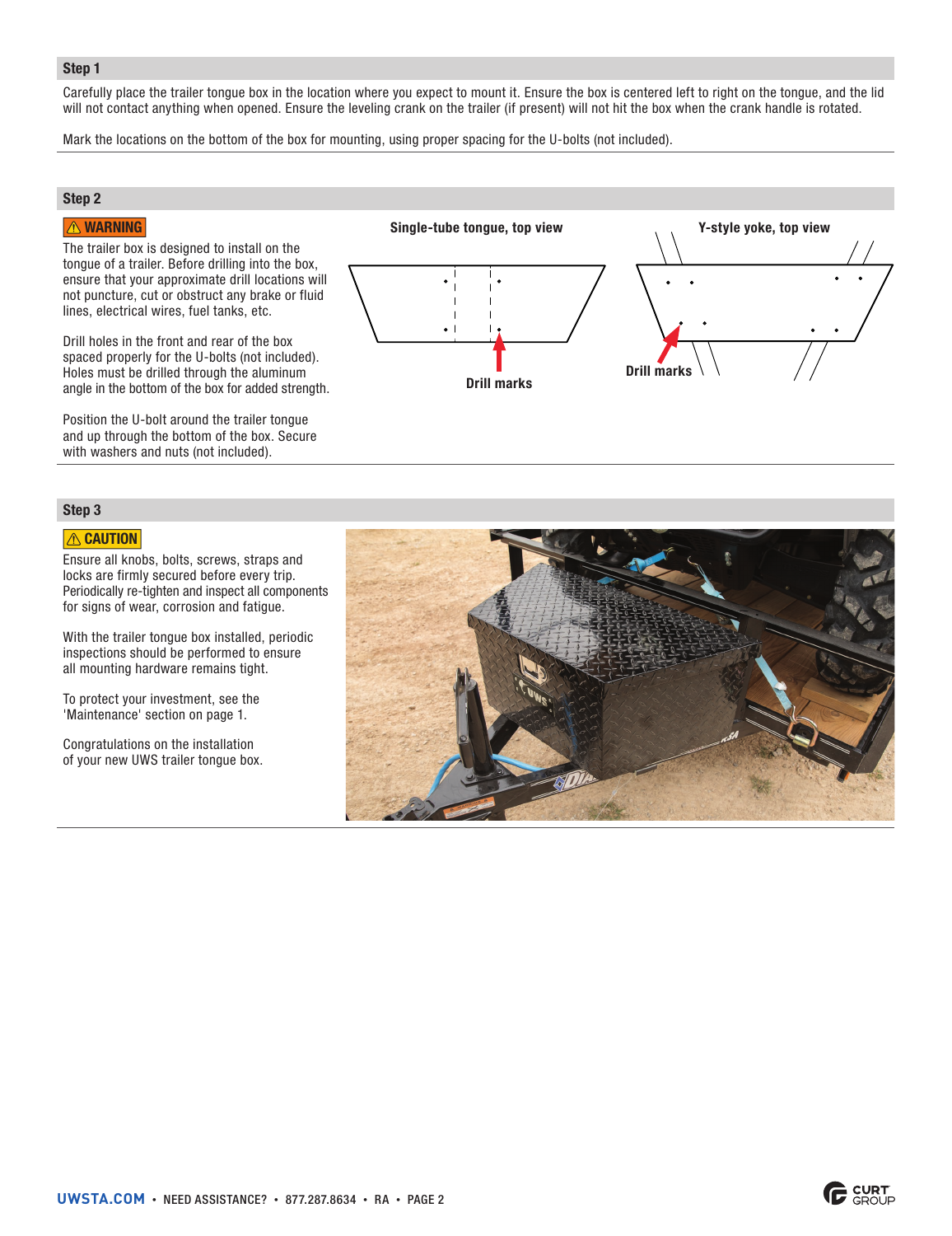## Step 1

Carefully place the trailer tongue box in the location where you expect to mount it. Ensure the box is centered left to right on the tongue, and the lid will not contact anything when opened. Ensure the leveling crank on the trailer (if present) will not hit the box when the crank handle is rotated.

Mark the locations on the bottom of the box for mounting, using proper spacing for the U-bolts (not included).

## Step 2

**⚠ WARNING**

The trailer box is designed to install on the tongue of a trailer. Before drilling into the box, ensure that your approximate drill locations will not puncture, cut or obstruct any brake or fluid lines, electrical wires, fuel tanks, etc.

Drill holes in the front and rear of the box spaced properly for the U-bolts (not included). Holes must be drilled through the aluminum angle in the bottom of the box for added strength.

Position the U-bolt around the trailer tongue and up through the bottom of the box. Secure with washers and nuts (not included).

Single-tube tongue, top view

Drill marks

Y-style yoke, top view

Drill marks

## Step 3

**⚠ CAUTION**

Ensure all knobs, bolts, screws, straps and locks are firmly secured before every trip. Periodically re-tighten and inspect all components for signs of wear, corrosion and fatigue.

With the trailer tongue box installed, periodic inspections should be performed to ensure all mounting hardware remains tight.

To protect your investment, see the 'Maintenance' section on page 1.

Congratulations on the installation of your new UWS trailer tongue box.

UWSTA.COM • NEED ASSISTANCE? • 877.287.8634 • RA